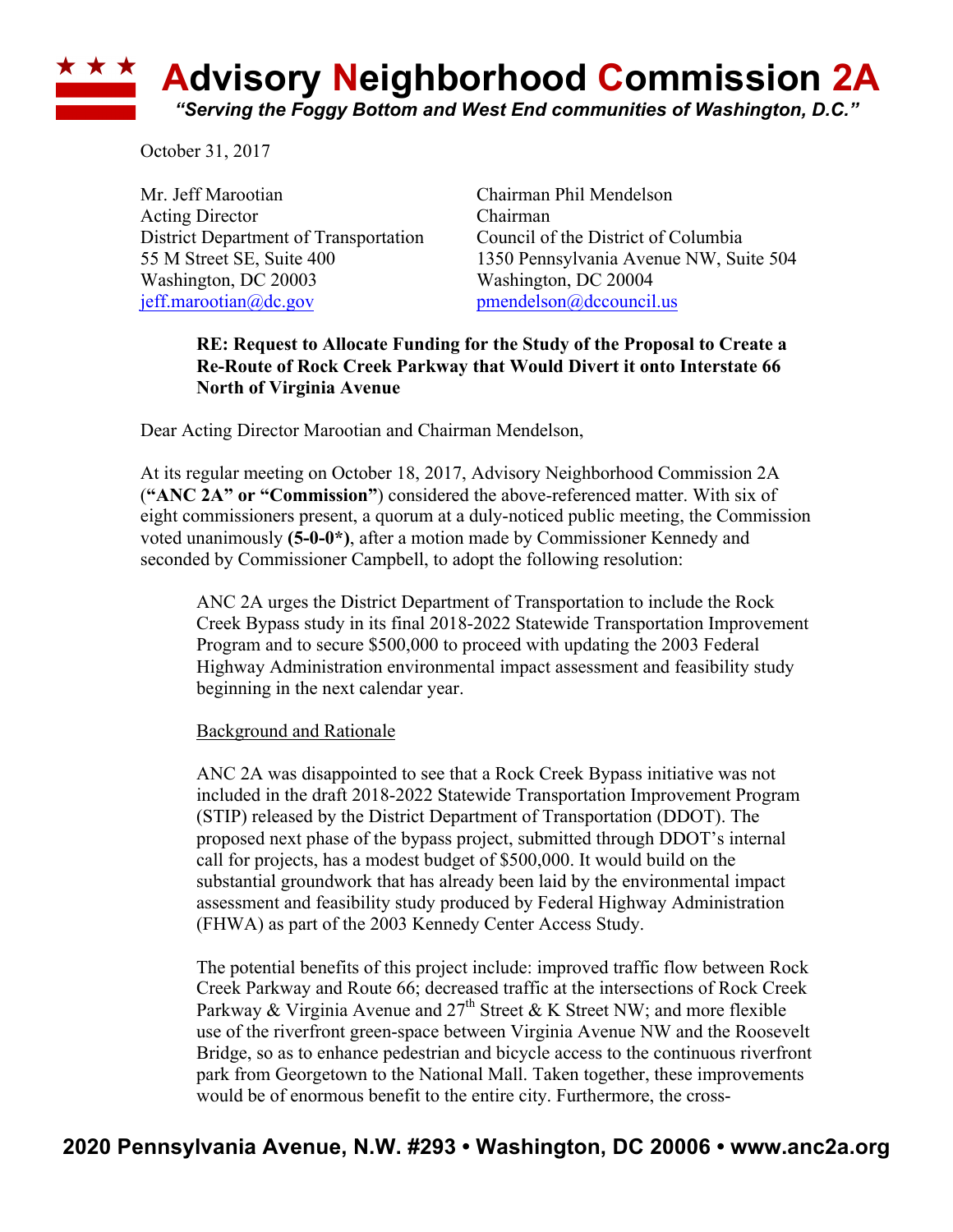# Advisory Neighborhood Commission 2A

*"Serving the Foggy Bottom and West End communities of Washington, D.C."*

October 31, 2017

Mr. Jeff Marootian
Acting Director
District Department of Transportation
55 M Street SE, Suite 400
Washington, DC 20003
jeff.marootian@dc.gov

Chairman Phil Mendelson
Chairman
Council of the District of Columbia
1350 Pennsylvania Avenue NW, Suite 504
Washington, DC 20004
pmendelson@dccouncil.us

**RE: Request to Allocate Funding for the Study of the Proposal to Create a Re-Route of Rock Creek Parkway that Would Divert it onto Interstate 66 North of Virginia Avenue**

Dear Acting Director Marootian and Chairman Mendelson,

At its regular meeting on October 18, 2017, Advisory Neighborhood Commission 2A (**"ANC 2A" or "Commission"**) considered the above-referenced matter. With six of eight commissioners present, a quorum at a duly-noticed public meeting, the Commission voted unanimously **(5-0-0*)**, after a motion made by Commissioner Kennedy and seconded by Commissioner Campbell, to adopt the following resolution:

> ANC 2A urges the District Department of Transportation to include the Rock Creek Bypass study in its final 2018-2022 Statewide Transportation Improvement Program and to secure $500,000 to proceed with updating the 2003 Federal Highway Administration environmental impact assessment and feasibility study beginning in the next calendar year.
>
> Background and Rationale
>
> ANC 2A was disappointed to see that a Rock Creek Bypass initiative was not included in the draft 2018-2022 Statewide Transportation Improvement Program (STIP) released by the District Department of Transportation (DDOT). The proposed next phase of the bypass project, submitted through DDOT's internal call for projects, has a modest budget of $500,000. It would build on the substantial groundwork that has already been laid by the environmental impact assessment and feasibility study produced by Federal Highway Administration (FHWA) as part of the 2003 Kennedy Center Access Study.
>
> The potential benefits of this project include: improved traffic flow between Rock Creek Parkway and Route 66; decreased traffic at the intersections of Rock Creek Parkway & Virginia Avenue and 27th Street & K Street NW; and more flexible use of the riverfront green-space between Virginia Avenue NW and the Roosevelt Bridge, so as to enhance pedestrian and bicycle access to the continuous riverfront park from Georgetown to the National Mall. Taken together, these improvements would be of enormous benefit to the entire city. Furthermore, the cross-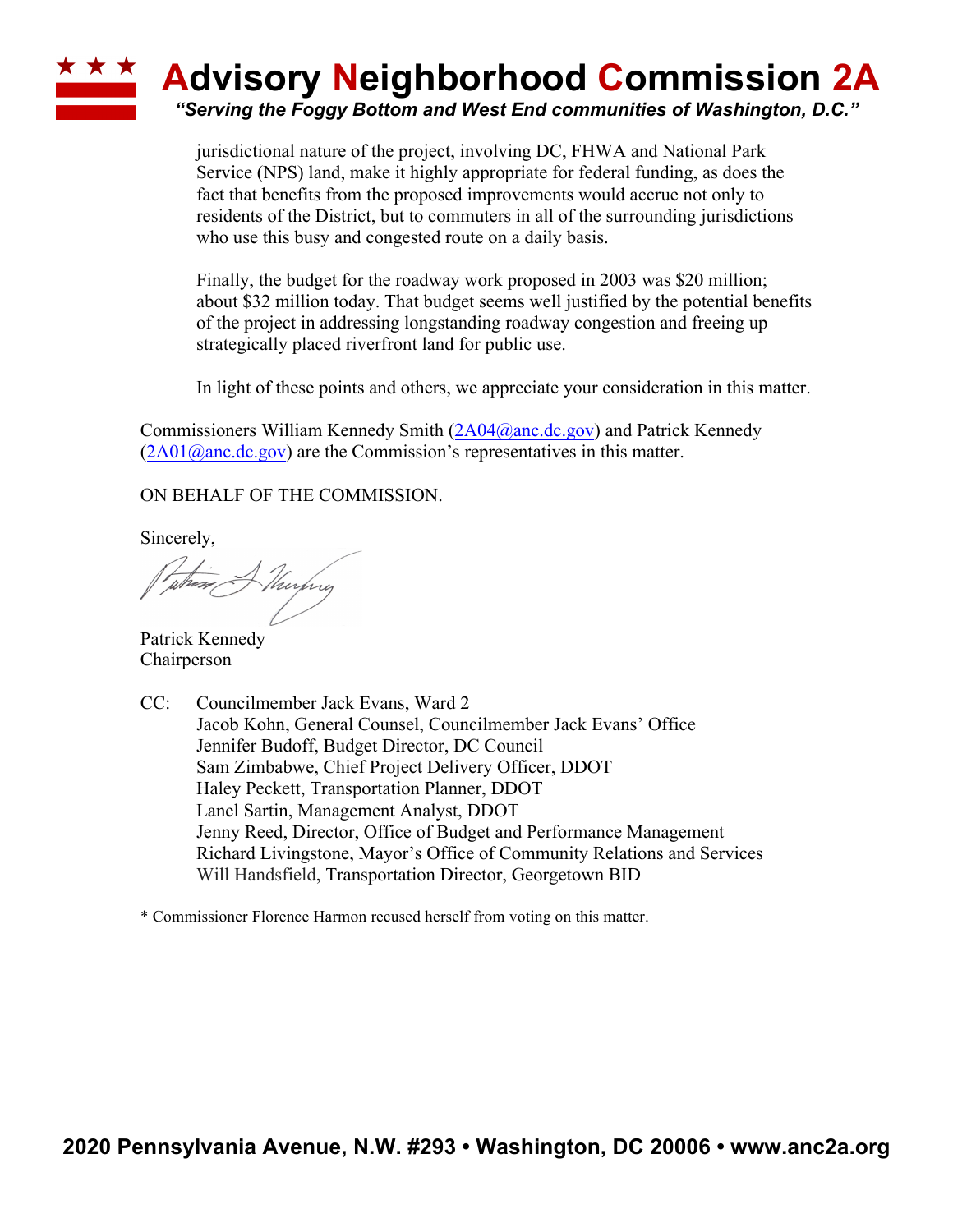jurisdictional nature of the project, involving DC, FHWA and National Park Service (NPS) land, make it highly appropriate for federal funding, as does the fact that benefits from the proposed improvements would accrue not only to residents of the District, but to commuters in all of the surrounding jurisdictions who use this busy and congested route on a daily basis.

Finally, the budget for the roadway work proposed in 2003 was $20 million; about $32 million today. That budget seems well justified by the potential benefits of the project in addressing longstanding roadway congestion and freeing up strategically placed riverfront land for public use.

In light of these points and others, we appreciate your consideration in this matter.

Commissioners William Kennedy Smith (2A04@anc.dc.gov) and Patrick Kennedy (2A01@anc.dc.gov) are the Commission's representatives in this matter.

ON BEHALF OF THE COMMISSION.

Sincerely,

Patrick Kennedy
Chairperson

CC: Councilmember Jack Evans, Ward 2
Jacob Kohn, General Counsel, Councilmember Jack Evans' Office
Jennifer Budoff, Budget Director, DC Council
Sam Zimbabwe, Chief Project Delivery Officer, DDOT
Haley Peckett, Transportation Planner, DDOT
Lanel Sartin, Management Analyst, DDOT
Jenny Reed, Director, Office of Budget and Performance Management
Richard Livingstone, Mayor's Office of Community Relations and Services
Will Handsfield, Transportation Director, Georgetown BID

* Commissioner Florence Harmon recused herself from voting on this matter.